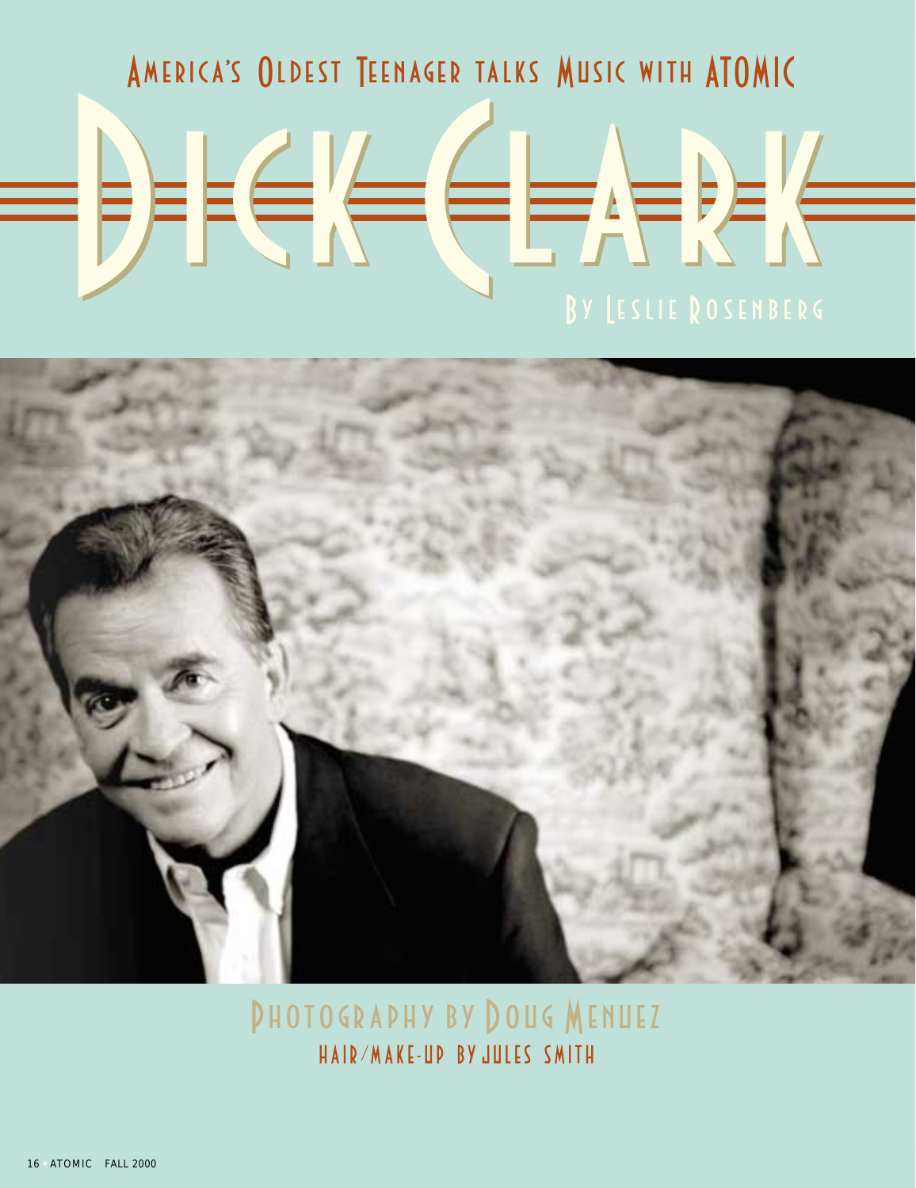America's Oldest Teenager talks Music with ATOMIC

# Dick Clark

By Leslie Rosenberg

Photography by Doug Menuez
Hair/Make-up by Jules Smith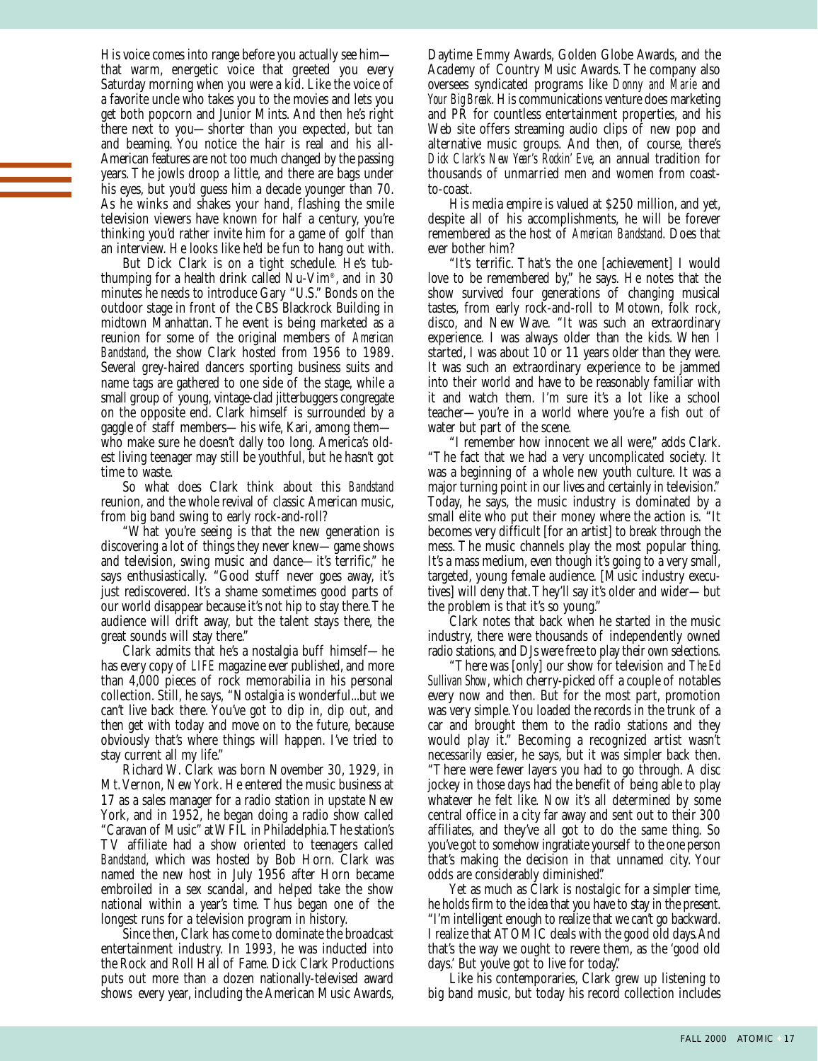His voice comes into range before you actually see him—that warm, energetic voice that greeted you every Saturday morning when you were a kid. Like the voice of a favorite uncle who takes you to the movies and lets you get both popcorn and Junior Mints. And then he's right there next to you—shorter than you expected, but tan and beaming. You notice the hair is real and his all-American features are not too much changed by the passing years. The jowls droop a little, and there are bags under his eyes, but you'd guess him a decade younger than 70. As he winks and shakes your hand, flashing the smile television viewers have known for half a century, you're thinking you'd rather invite him for a game of golf than an interview. He looks like he'd be fun to hang out with.

But Dick Clark is on a tight schedule. He's tub-thumping for a health drink called Nu-Vim®, and in 30 minutes he needs to introduce Gary "U.S." Bonds on the outdoor stage in front of the CBS Blackrock Building in midtown Manhattan. The event is being marketed as a reunion for some of the original members of *American Bandstand*, the show Clark hosted from 1956 to 1989. Several grey-haired dancers sporting business suits and name tags are gathered to one side of the stage, while a small group of young, vintage-clad jitterbuggers congregate on the opposite end. Clark himself is surrounded by a gaggle of staff members—his wife, Kari, among them—who make sure he doesn't dally too long. America's oldest living teenager may still be youthful, but he hasn't got time to waste.

So what does Clark think about this *Bandstand* reunion, and the whole revival of classic American music, from big band swing to early rock-and-roll?

"What you're seeing is that the new generation is discovering a lot of things they never knew—game shows and television, swing music and dance—it's terrific," he says enthusiastically. "Good stuff never goes away, it's just rediscovered. It's a shame sometimes good parts of our world disappear because it's not hip to stay there. The audience will drift away, but the talent stays there, the great sounds will stay there."

Clark admits that he's a nostalgia buff himself—he has every copy of *LIFE* magazine ever published, and more than 4,000 pieces of rock memorabilia in his personal collection. Still, he says, "Nostalgia is wonderful...but we can't live back there. You've got to dip in, dip out, and then get with today and move on to the future, because obviously that's where things will happen. I've tried to stay current all my life."

Richard W. Clark was born November 30, 1929, in Mt. Vernon, New York. He entered the music business at 17 as a sales manager for a radio station in upstate New York, and in 1952, he began doing a radio show called "Caravan of Music" at WFIL in Philadelphia. The station's TV affiliate had a show oriented to teenagers called *Bandstand*, which was hosted by Bob Horn. Clark was named the new host in July 1956 after Horn became embroiled in a sex scandal, and helped take the show national within a year's time. Thus began one of the longest runs for a television program in history.

Since then, Clark has come to dominate the broadcast entertainment industry. In 1993, he was inducted into the Rock and Roll Hall of Fame. Dick Clark Productions puts out more than a dozen nationally-televised award shows every year, including the American Music Awards, Daytime Emmy Awards, Golden Globe Awards, and the Academy of Country Music Awards. The company also oversees syndicated programs like *Donny and Marie* and *Your Big Break*. His communications venture does marketing and PR for countless entertainment properties, and his Web site offers streaming audio clips of new pop and alternative music groups. And then, of course, there's *Dick Clark's New Year's Rockin' Eve*, an annual tradition for thousands of unmarried men and women from coast-to-coast.

His media empire is valued at $250 million, and yet, despite all of his accomplishments, he will be forever remembered as the host of *American Bandstand*. Does that ever bother him?

"It's terrific. That's the one [achievement] I would love to be remembered by," he says. He notes that the show survived four generations of changing musical tastes, from early rock-and-roll to Motown, folk rock, disco, and New Wave. "It was such an extraordinary experience. I was always older than the kids. When I started, I was about 10 or 11 years older than they were. It was such an extraordinary experience to be jammed into their world and have to be reasonably familiar with it and watch them. I'm sure it's a lot like a school teacher—you're in a world where you're a fish out of water but part of the scene.

"I remember how innocent we all were," adds Clark. "The fact that we had a very uncomplicated society. It was a beginning of a whole new youth culture. It was a major turning point in our lives and certainly in television." Today, he says, the music industry is dominated by a small elite who put their money where the action is. "It becomes very difficult [for an artist] to break through the mess. The music channels play the most popular thing. It's a mass medium, even though it's going to a very small, targeted, young female audience. [Music industry executives] will deny that. They'll say it's older and wider—but the problem is that it's so young."

Clark notes that back when he started in the music industry, there were thousands of independently owned radio stations, and DJs were free to play their own selections.

"There was [only] our show for television and *The Ed Sullivan Show*, which cherry-picked off a couple of notables every now and then. But for the most part, promotion was very simple. You loaded the records in the trunk of a car and brought them to the radio stations and they would play it." Becoming a recognized artist wasn't necessarily easier, he says, but it was simpler back then. "There were fewer layers you had to go through. A disc jockey in those days had the benefit of being able to play whatever he felt like. Now it's all determined by some central office in a city far away and sent out to their 300 affiliates, and they've all got to do the same thing. So you've got to somehow ingratiate yourself to the one person that's making the decision in that unnamed city. Your odds are considerably diminished."

Yet as much as Clark is nostalgic for a simpler time, he holds firm to the idea that you have to stay in the present. "I'm intelligent enough to realize that we can't go backward. I realize that ATOMIC deals with the good old days. And that's the way we ought to revere them, as the 'good old days.' But you've got to live for today."

Like his contemporaries, Clark grew up listening to big band music, but today his record collection includes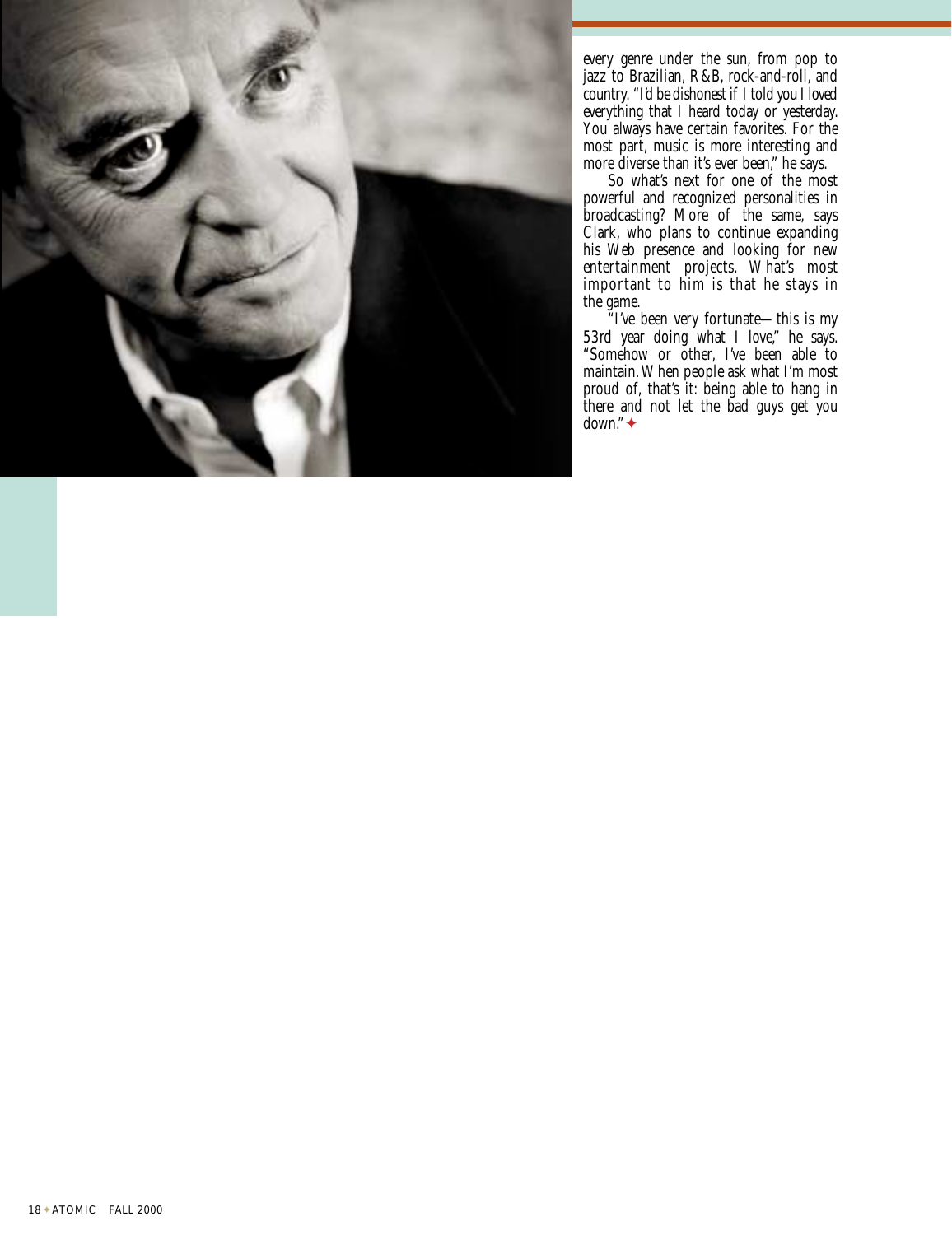every genre under the sun, from pop to jazz to Brazilian, R&B, rock-and-roll, and country. "I'd be dishonest if I told you I loved everything that I heard today or yesterday. You always have certain favorites. For the most part, music is more interesting and more diverse than it's ever been," he says.

So what's next for one of the most powerful and recognized personalities in broadcasting? More of the same, says Clark, who plans to continue expanding his Web presence and looking for new entertainment projects. What's most important to him is that he stays in the game.

"I've been very fortunate—this is my 53rd year doing what I love," he says. "Somehow or other, I've been able to maintain. When people ask what I'm most proud of, that's it: being able to hang in there and not let the bad guys get you down."✦